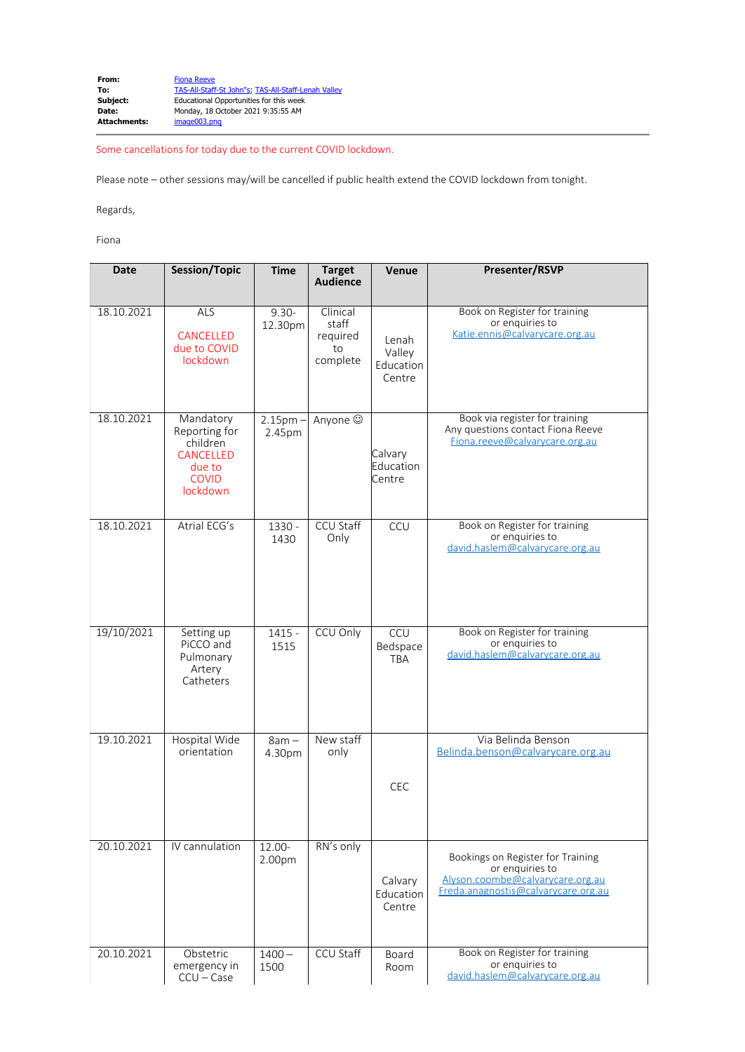**From:** Fiona Reeve
**To:** TAS-All-Staff-St John"s; TAS-All-Staff-Lenah Valley
**Subject:** Educational Opportunities for this week
**Date:** Monday, 18 October 2021 9:35:55 AM
**Attachments:** image003.png

---

Some cancellations for today due to the current COVID lockdown.

Please note – other sessions may/will be cancelled if public health extend the COVID lockdown from tonight.

Regards,

Fiona

| Date | Session/Topic | Time | Target Audience | Venue | Presenter/RSVP |
|---|---|---|---|---|---|
| 18.10.2021 | ALS CANCELLED due to COVID lockdown | 9.30-12.30pm | Clinical staff required to complete | Lenah Valley Education Centre | Book on Register for training or enquiries to Katie.ennis@calvarycare.org.au |
| 18.10.2021 | Mandatory Reporting for children CANCELLED due to COVID lockdown | 2.15pm – 2.45pm | Anyone ☺ | Calvary Education Centre | Book via register for training Any questions contact Fiona Reeve Fiona.reeve@calvarycare.org.au |
| 18.10.2021 | Atrial ECG's | 1330 - 1430 | CCU Staff Only | CCU | Book on Register for training or enquiries to david.haslem@calvarycare.org.au |
| 19/10/2021 | Setting up PiCCO and Pulmonary Artery Catheters | 1415 - 1515 | CCU Only | CCU Bedspace TBA | Book on Register for training or enquiries to david.haslem@calvarycare.org.au |
| 19.10.2021 | Hospital Wide orientation | 8am – 4.30pm | New staff only | CEC | Via Belinda Benson Belinda.benson@calvarycare.org.au |
| 20.10.2021 | IV cannulation | 12.00-2.00pm | RN's only | Calvary Education Centre | Bookings on Register for Training or enquiries to Alyson.coombe@calvarycare.org.au Freda.anagnostis@calvarycare.org.au |
| 20.10.2021 | Obstetric emergency in CCU – Case | 1400 – 1500 | CCU Staff | Board Room | Book on Register for training or enquiries to david.haslem@calvarycare.org.au |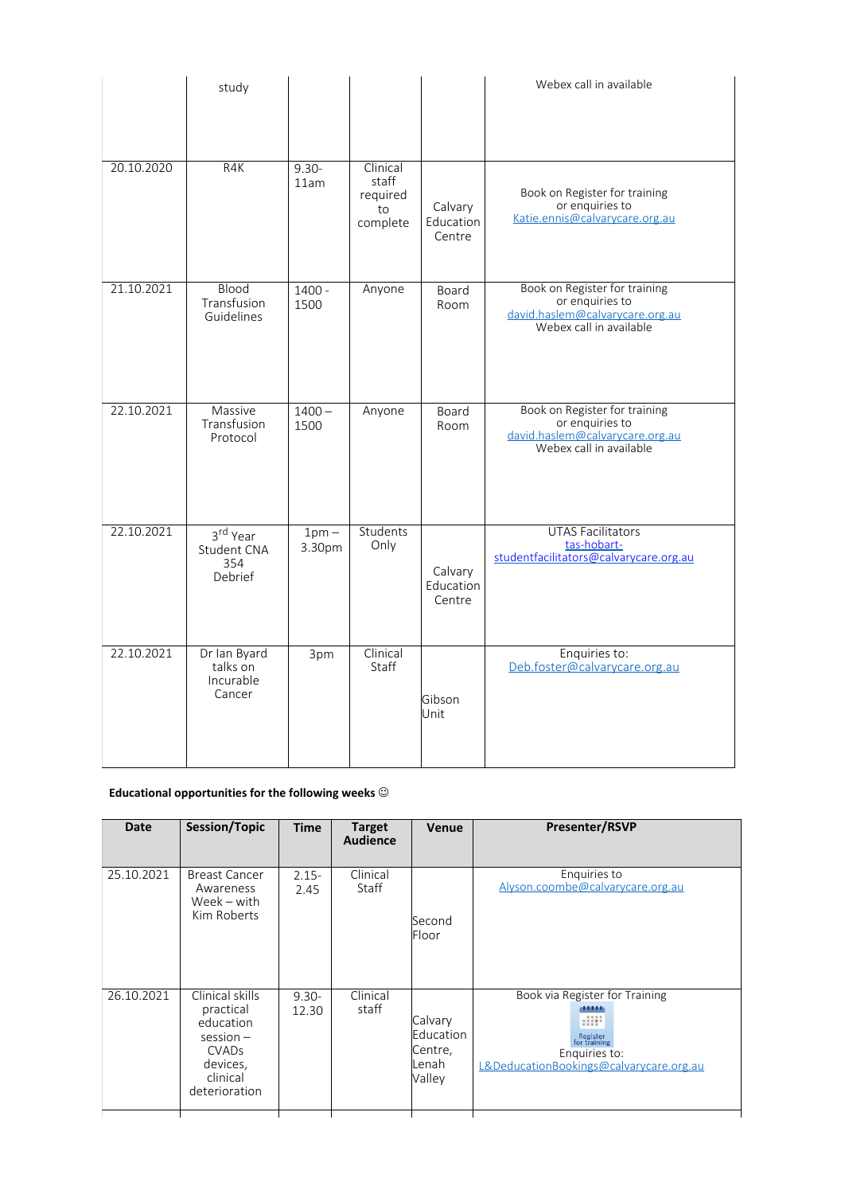| | | | | | |
|---|---|---|---|---|---|
| | study | | | | Webex call in available |
| 20.10.2020 | R4K | 9.30-11am | Clinical staff required to complete | Calvary Education Centre | Book on Register for training or enquiries to Katie.ennis@calvarycare.org.au |
| 21.10.2021 | Blood Transfusion Guidelines | 1400 - 1500 | Anyone | Board Room | Book on Register for training or enquiries to david.haslem@calvarycare.org.au Webex call in available |
| 22.10.2021 | Massive Transfusion Protocol | 1400 – 1500 | Anyone | Board Room | Book on Register for training or enquiries to david.haslem@calvarycare.org.au Webex call in available |
| 22.10.2021 | 3rd Year Student CNA 354 Debrief | 1pm – 3.30pm | Students Only | Calvary Education Centre | UTAS Facilitators tas-hobart-studentfacilitators@calvarycare.org.au |
| 22.10.2021 | Dr Ian Byard talks on Incurable Cancer | 3pm | Clinical Staff | Gibson Unit | Enquiries to: Deb.foster@calvarycare.org.au |

**Educational opportunities for the following weeks ☺**

| Date | Session/Topic | Time | Target Audience | Venue | Presenter/RSVP |
|---|---|---|---|---|---|
| 25.10.2021 | Breast Cancer Awareness Week – with Kim Roberts | 2.15-2.45 | Clinical Staff | Second Floor | Enquiries to Alyson.coombe@calvarycare.org.au |
| 26.10.2021 | Clinical skills practical education session – CVADs devices, clinical deterioration | 9.30-12.30 | Clinical staff | Calvary Education Centre, Lenah Valley | Book via Register for Training Register for training Enquiries to: L&DeducationBookings@calvarycare.org.au |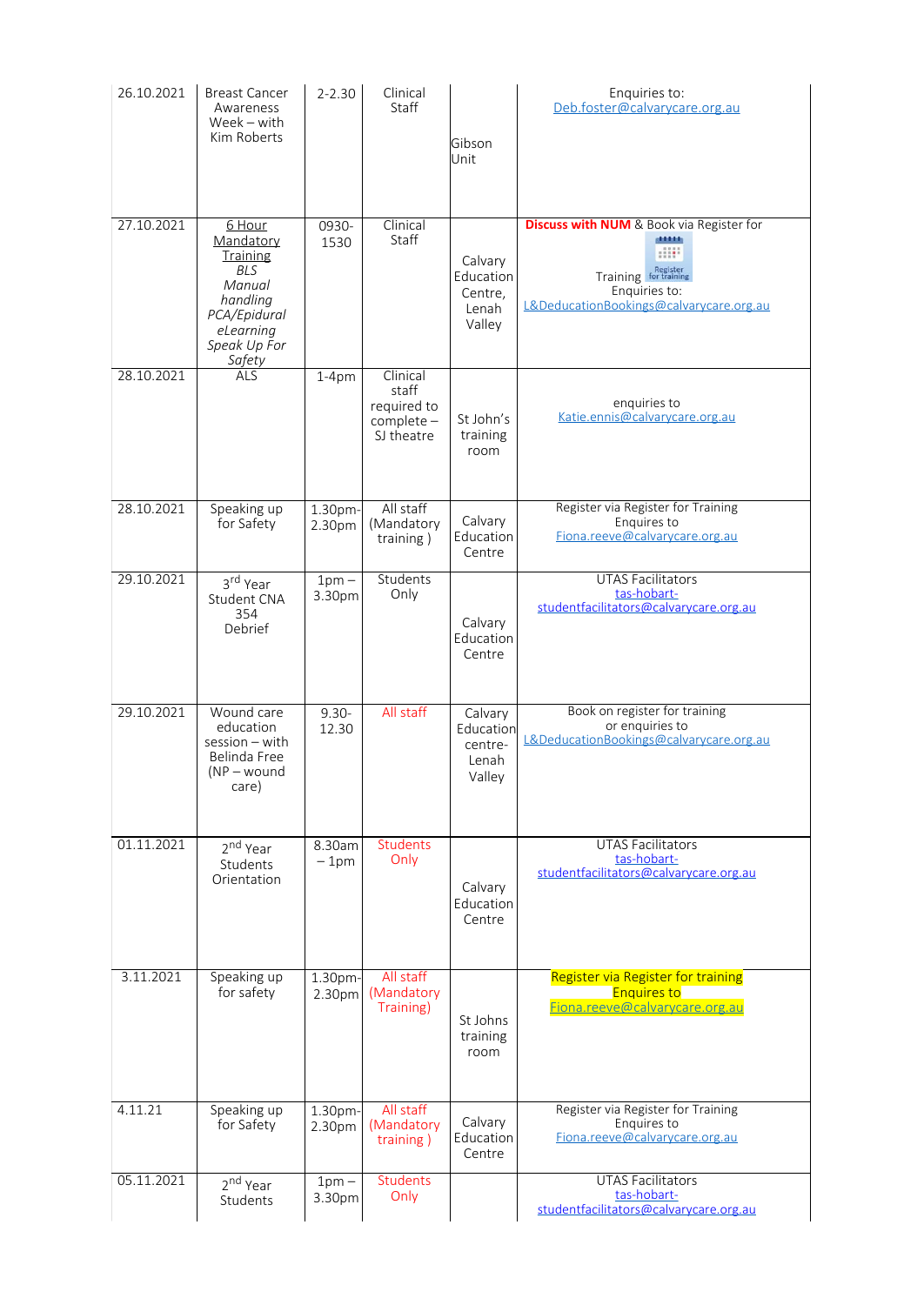| | | | | | |
|---|---|---|---|---|---|
| 26.10.2021 | Breast Cancer Awareness Week – with Kim Roberts | 2-2.30 | Clinical Staff | Gibson Unit | Enquiries to: Deb.foster@calvarycare.org.au |
| 27.10.2021 | 6 Hour Mandatory Training *BLS Manual handling PCA/Epidural eLearning Speak Up For Safety* | 0930-1530 | Clinical Staff | Calvary Education Centre, Lenah Valley | **Discuss with NUM** & Book via Register for Training Enquiries to: L&DeducationBookings@calvarycare.org.au |
| 28.10.2021 | ALS | 1-4pm | Clinical staff required to complete – SJ theatre | St John's training room | enquiries to Katie.ennis@calvarycare.org.au |
| 28.10.2021 | Speaking up for Safety | 1.30pm-2.30pm | All staff (Mandatory training ) | Calvary Education Centre | Register via Register for Training Enquires to Fiona.reeve@calvarycare.org.au |
| 29.10.2021 | 3rd Year Student CNA 354 Debrief | 1pm – 3.30pm | Students Only | Calvary Education Centre | UTAS Facilitators tas-hobart-studentfacilitators@calvarycare.org.au |
| 29.10.2021 | Wound care education session – with Belinda Free (NP – wound care) | 9.30-12.30 | All staff | Calvary Education centre-Lenah Valley | Book on register for training or enquiries to L&DeducationBookings@calvarycare.org.au |
| 01.11.2021 | 2nd Year Students Orientation | 8.30am – 1pm | Students Only | Calvary Education Centre | UTAS Facilitators tas-hobart-studentfacilitators@calvarycare.org.au |
| 3.11.2021 | Speaking up for safety | 1.30pm-2.30pm | All staff (Mandatory Training) | St Johns training room | Register via Register for training Enquires to Fiona.reeve@calvarycare.org.au |
| 4.11.21 | Speaking up for Safety | 1.30pm-2.30pm | All staff (Mandatory training ) | Calvary Education Centre | Register via Register for Training Enquires to Fiona.reeve@calvarycare.org.au |
| 05.11.2021 | 2nd Year Students | 1pm – 3.30pm | Students Only | | UTAS Facilitators tas-hobart-studentfacilitators@calvarycare.org.au |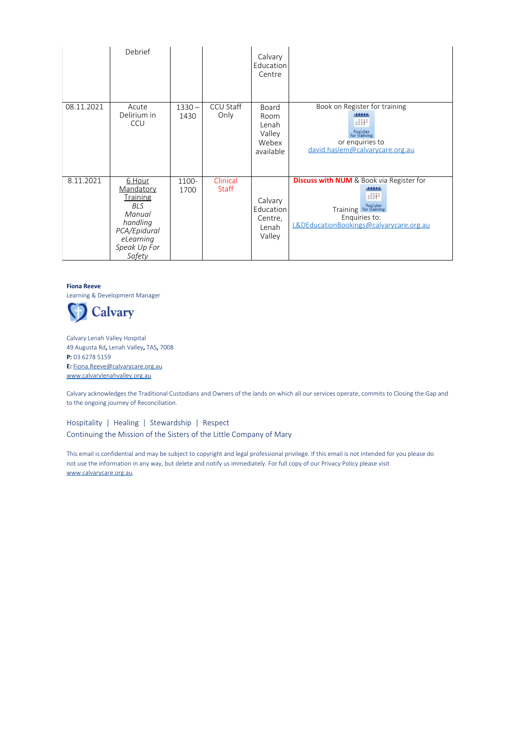| | | | | | |
|---|---|---|---|---|---|
| | Debrief | | | Calvary Education Centre | |
| 08.11.2021 | Acute Delirium in CCU | 1330 – 1430 | CCU Staff Only | Board Room Lenah Valley Webex available | Book on Register for training or enquiries to david.haslem@calvarycare.org.au |
| 8.11.2021 | 6 Hour Mandatory Training *BLS* *Manual handling* *PCA/Epidural* *eLearning* *Speak Up For Safety* | 1100-1700 | Clinical Staff | Calvary Education Centre, Lenah Valley | **Discuss with NUM** & Book via Register for Training Enquiries to: L&DEducationBookings@calvarycare.org.au |

**Fiona Reeve**
Learning & Development Manager

Calvary

Calvary Lenah Valley Hospital
49 Augusta Rd, Lenah Valley, TAS, 7008
**P:** 03 6278 5159
**E:** Fiona.Reeve@calvarycare.org.au
www.calvarylenahvalley.org.au

Calvary acknowledges the Traditional Custodians and Owners of the lands on which all our services operate, commits to Closing the Gap and to the ongoing journey of Reconciliation.

Hospitality | Healing | Stewardship | Respect
Continuing the Mission of the Sisters of the Little Company of Mary

This email is confidential and may be subject to copyright and legal professional privilege. If this email is not intended for you please do not use the information in any way, but delete and notify us immediately. For full copy of our Privacy Policy please visit www.calvarycare.org.au.